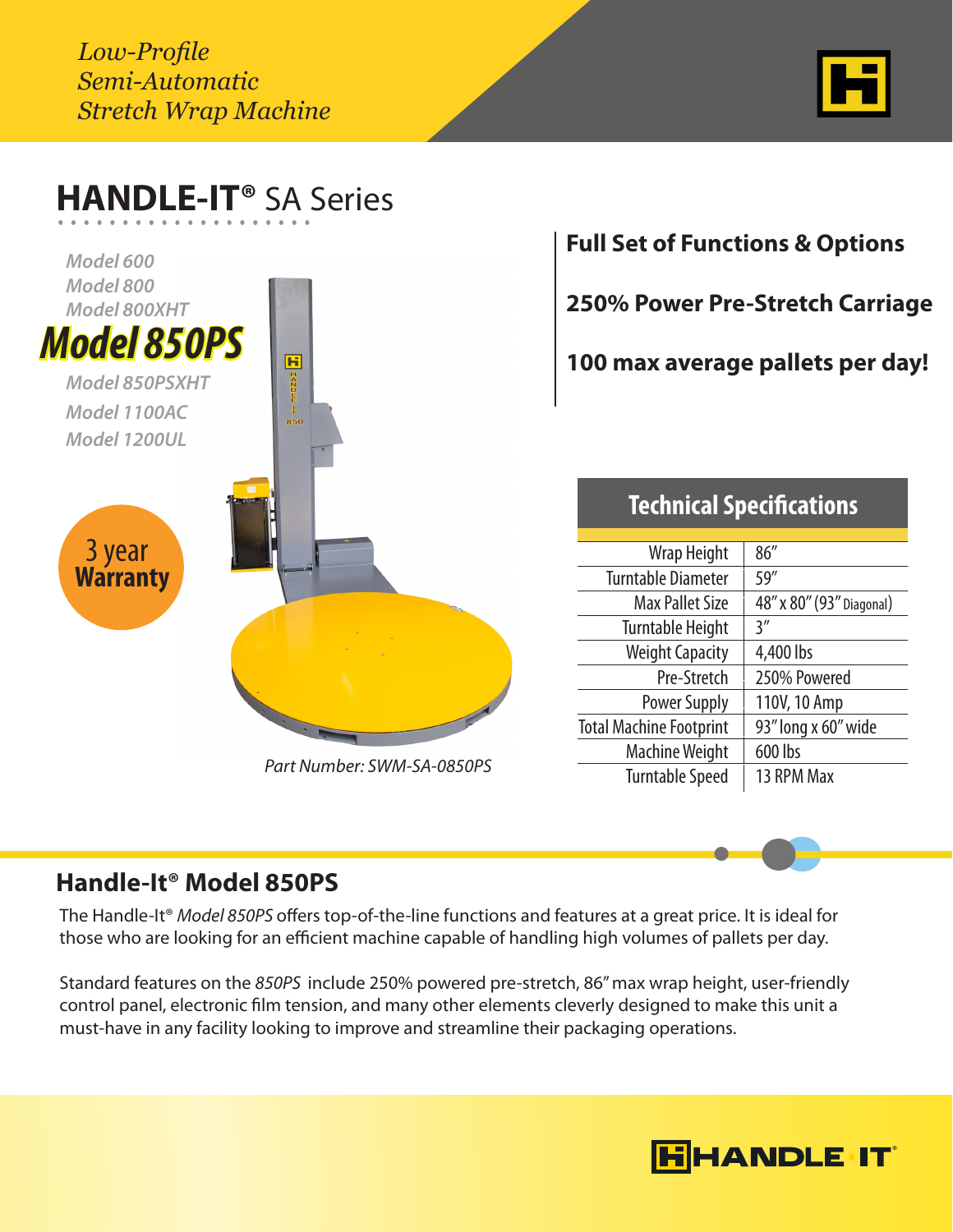*Low-Profile*
*Semi-Automatic*
*Stretch Wrap Machine*

# HANDLE-IT® SA Series

*Model 600*
*Model 800*
*Model 800XHT*
***Model 850PS***
*Model 850PSXHT*
*Model 1100AC*
*Model 1200UL*

3 year **Warranty**

*Part Number: SWM-SA-0850PS*

**Full Set of Functions & Options**

**250% Power Pre-Stretch Carriage**

**100 max average pallets per day!**

| Technical Specifications | |
|---|---|
| Wrap Height | 86″ |
| Turntable Diameter | 59″ |
| Max Pallet Size | 48″ x 80″ (93″ Diagonal) |
| Turntable Height | 3″ |
| Weight Capacity | 4,400 lbs |
| Pre-Stretch | 250% Powered |
| Power Supply | 110V, 10 Amp |
| Total Machine Footprint | 93″ long x 60″ wide |
| Machine Weight | 600 lbs |
| Turntable Speed | 13 RPM Max |

## Handle-It® Model 850PS

The Handle-It® *Model 850PS* offers top-of-the-line functions and features at a great price. It is ideal for those who are looking for an efficient machine capable of handling high volumes of pallets per day.

Standard features on the *850PS* include 250% powered pre-stretch, 86″ max wrap height, user-friendly control panel, electronic film tension, and many other elements cleverly designed to make this unit a must-have in any facility looking to improve and streamline their packaging operations.

HANDLE IT®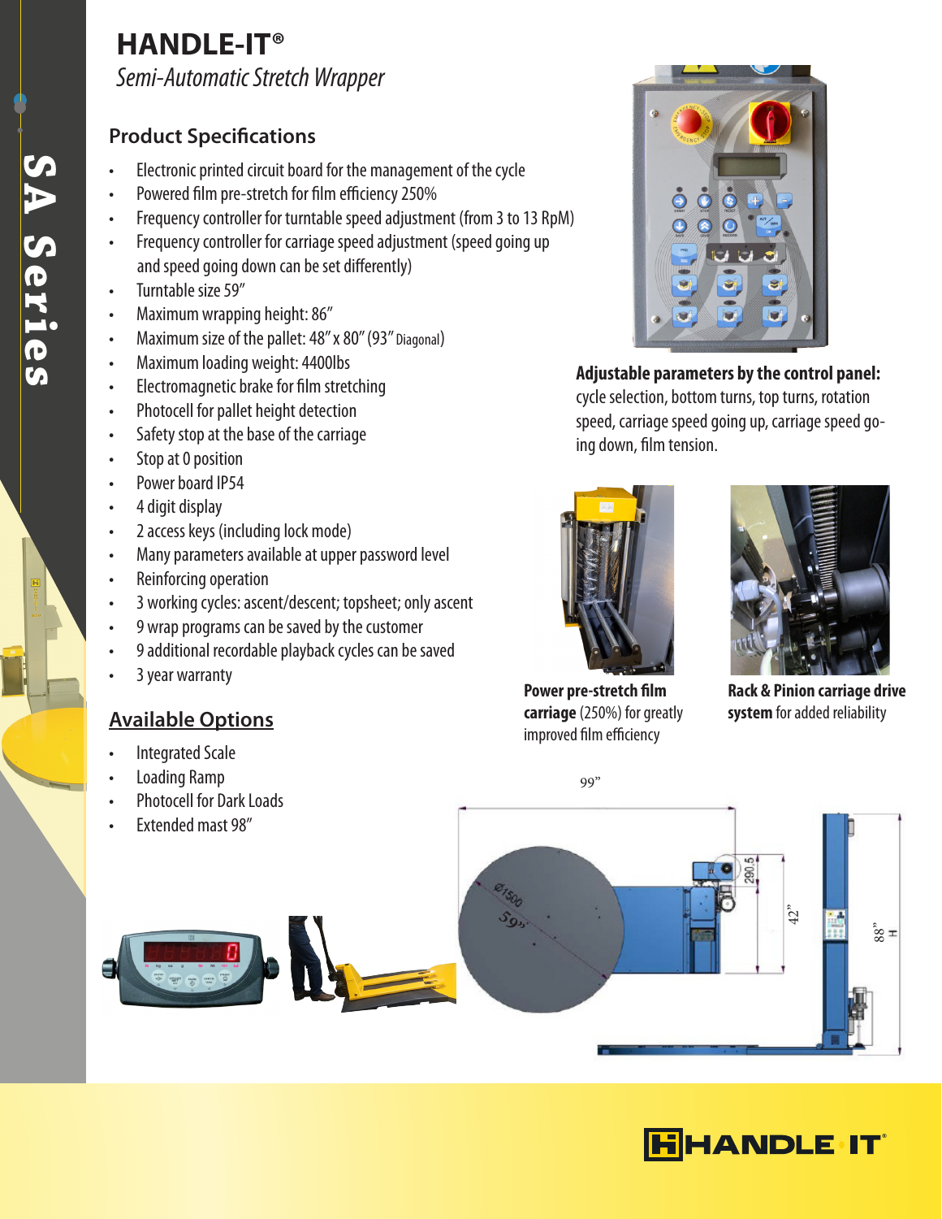# HANDLE-IT®

*Semi-Automatic Stretch Wrapper*

SA Series

## Product Specifications

- Electronic printed circuit board for the management of the cycle
- Powered film pre-stretch for film efficiency 250%
- Frequency controller for turntable speed adjustment (from 3 to 13 RpM)
- Frequency controller for carriage speed adjustment (speed going up and speed going down can be set differently)
- Turntable size 59"
- Maximum wrapping height: 86"
- Maximum size of the pallet: 48" x 80" (93" Diagonal)
- Maximum loading weight: 4400lbs
- Electromagnetic brake for film stretching
- Photocell for pallet height detection
- Safety stop at the base of the carriage
- Stop at 0 position
- Power board IP54
- 4 digit display
- 2 access keys (including lock mode)
- Many parameters available at upper password level
- Reinforcing operation
- 3 working cycles: ascent/descent; topsheet; only ascent
- 9 wrap programs can be saved by the customer
- 9 additional recordable playback cycles can be saved
- 3 year warranty

**Adjustable parameters by the control panel:** cycle selection, bottom turns, top turns, rotation speed, carriage speed going up, carriage speed going down, film tension.

**Power pre-stretch film carriage** (250%) for greatly improved film efficiency

**Rack & Pinion carriage drive system** for added reliability

## Available Options

- Integrated Scale
- Loading Ramp
- Photocell for Dark Loads
- Extended mast 98"

99"

Ø1500
59"
290.5
42"
88"
H

HANDLE IT®